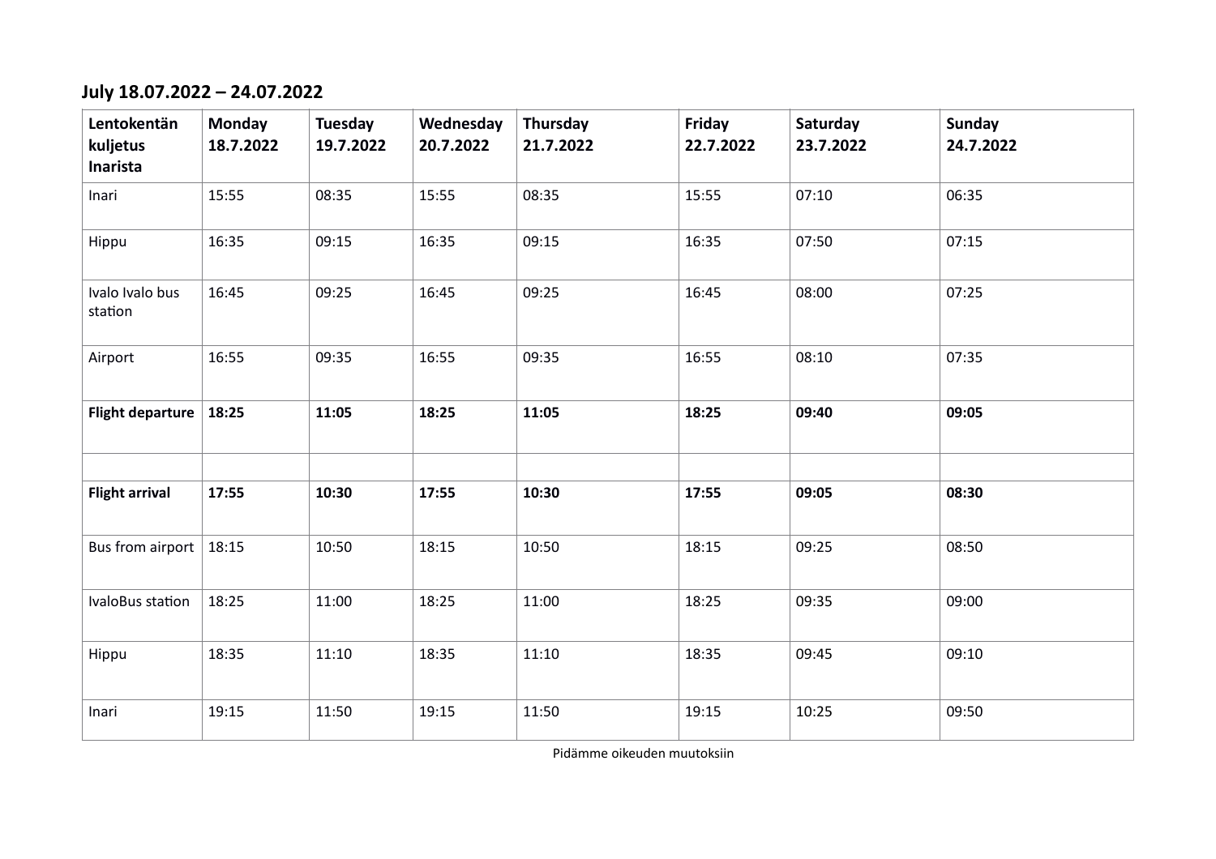## July 18.07.2022 – 24.07.2022

| **Lentokentän kuljetus Inarista** | **Monday 18.7.2022** | **Tuesday 19.7.2022** | **Wednesday 20.7.2022** | **Thursday 21.7.2022** | **Friday 22.7.2022** | **Saturday 23.7.2022** | **Sunday 24.7.2022** |
|---|---|---|---|---|---|---|---|
| Inari | 15:55 | 08:35 | 15:55 | 08:35 | 15:55 | 07:10 | 06:35 |
| Hippu | 16:35 | 09:15 | 16:35 | 09:15 | 16:35 | 07:50 | 07:15 |
| Ivalo Ivalo bus station | 16:45 | 09:25 | 16:45 | 09:25 | 16:45 | 08:00 | 07:25 |
| Airport | 16:55 | 09:35 | 16:55 | 09:35 | 16:55 | 08:10 | 07:35 |
| **Flight departure** | **18:25** | **11:05** | **18:25** | **11:05** | **18:25** | **09:40** | **09:05** |
| | | | | | | | |
| **Flight arrival** | **17:55** | **10:30** | **17:55** | **10:30** | **17:55** | **09:05** | **08:30** |
| Bus from airport | 18:15 | 10:50 | 18:15 | 10:50 | 18:15 | 09:25 | 08:50 |
| IvaloBus station | 18:25 | 11:00 | 18:25 | 11:00 | 18:25 | 09:35 | 09:00 |
| Hippu | 18:35 | 11:10 | 18:35 | 11:10 | 18:35 | 09:45 | 09:10 |
| Inari | 19:15 | 11:50 | 19:15 | 11:50 | 19:15 | 10:25 | 09:50 |

Pidämme oikeuden muutoksiin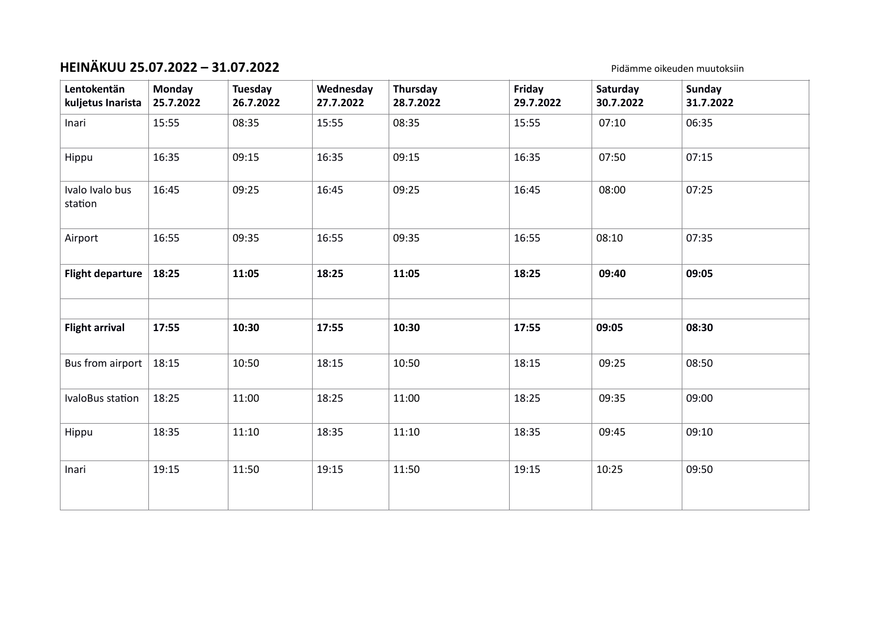**HEINÄKUU 25.07.2022 – 31.07.2022**

Pidämme oikeuden muutoksiin

| Lentokentän kuljetus Inarista | Monday 25.7.2022 | Tuesday 26.7.2022 | Wednesday 27.7.2022 | Thursday 28.7.2022 | Friday 29.7.2022 | Saturday 30.7.2022 | Sunday 31.7.2022 |
|---|---|---|---|---|---|---|---|
| Inari | 15:55 | 08:35 | 15:55 | 08:35 | 15:55 | 07:10 | 06:35 |
| Hippu | 16:35 | 09:15 | 16:35 | 09:15 | 16:35 | 07:50 | 07:15 |
| Ivalo Ivalo bus station | 16:45 | 09:25 | 16:45 | 09:25 | 16:45 | 08:00 | 07:25 |
| Airport | 16:55 | 09:35 | 16:55 | 09:35 | 16:55 | 08:10 | 07:35 |
| **Flight departure** | **18:25** | **11:05** | **18:25** | **11:05** | **18:25** | **09:40** | **09:05** |
| | | | | | | | |
| **Flight arrival** | **17:55** | **10:30** | **17:55** | **10:30** | **17:55** | **09:05** | **08:30** |
| Bus from airport | 18:15 | 10:50 | 18:15 | 10:50 | 18:15 | 09:25 | 08:50 |
| IvaloBus station | 18:25 | 11:00 | 18:25 | 11:00 | 18:25 | 09:35 | 09:00 |
| Hippu | 18:35 | 11:10 | 18:35 | 11:10 | 18:35 | 09:45 | 09:10 |
| Inari | 19:15 | 11:50 | 19:15 | 11:50 | 19:15 | 10:25 | 09:50 |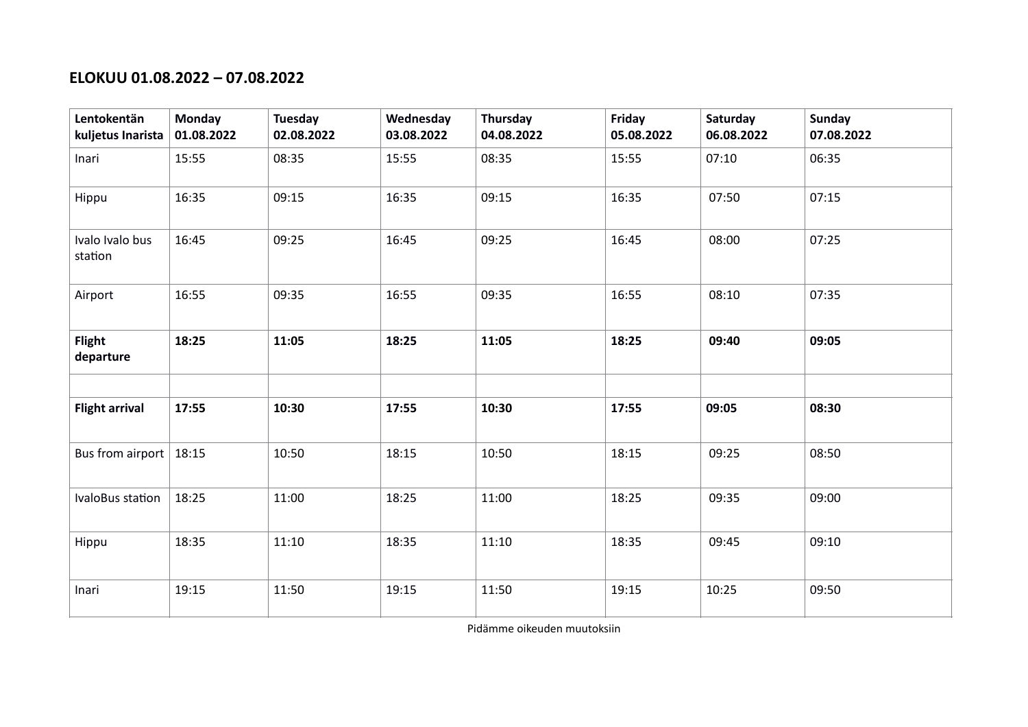## ELOKUU 01.08.2022 – 07.08.2022

| Lentokentän kuljetus Inarista | Monday 01.08.2022 | Tuesday 02.08.2022 | Wednesday 03.08.2022 | Thursday 04.08.2022 | Friday 05.08.2022 | Saturday 06.08.2022 | Sunday 07.08.2022 |
|---|---|---|---|---|---|---|---|
| Inari | 15:55 | 08:35 | 15:55 | 08:35 | 15:55 | 07:10 | 06:35 |
| Hippu | 16:35 | 09:15 | 16:35 | 09:15 | 16:35 | 07:50 | 07:15 |
| Ivalo Ivalo bus station | 16:45 | 09:25 | 16:45 | 09:25 | 16:45 | 08:00 | 07:25 |
| Airport | 16:55 | 09:35 | 16:55 | 09:35 | 16:55 | 08:10 | 07:35 |
| **Flight departure** | **18:25** | **11:05** | **18:25** | **11:05** | **18:25** | **09:40** | **09:05** |
| | | | | | | | |
| **Flight arrival** | **17:55** | **10:30** | **17:55** | **10:30** | **17:55** | **09:05** | **08:30** |
| Bus from airport | 18:15 | 10:50 | 18:15 | 10:50 | 18:15 | 09:25 | 08:50 |
| IvaloBus station | 18:25 | 11:00 | 18:25 | 11:00 | 18:25 | 09:35 | 09:00 |
| Hippu | 18:35 | 11:10 | 18:35 | 11:10 | 18:35 | 09:45 | 09:10 |
| Inari | 19:15 | 11:50 | 19:15 | 11:50 | 19:15 | 10:25 | 09:50 |

Pidämme oikeuden muutoksiin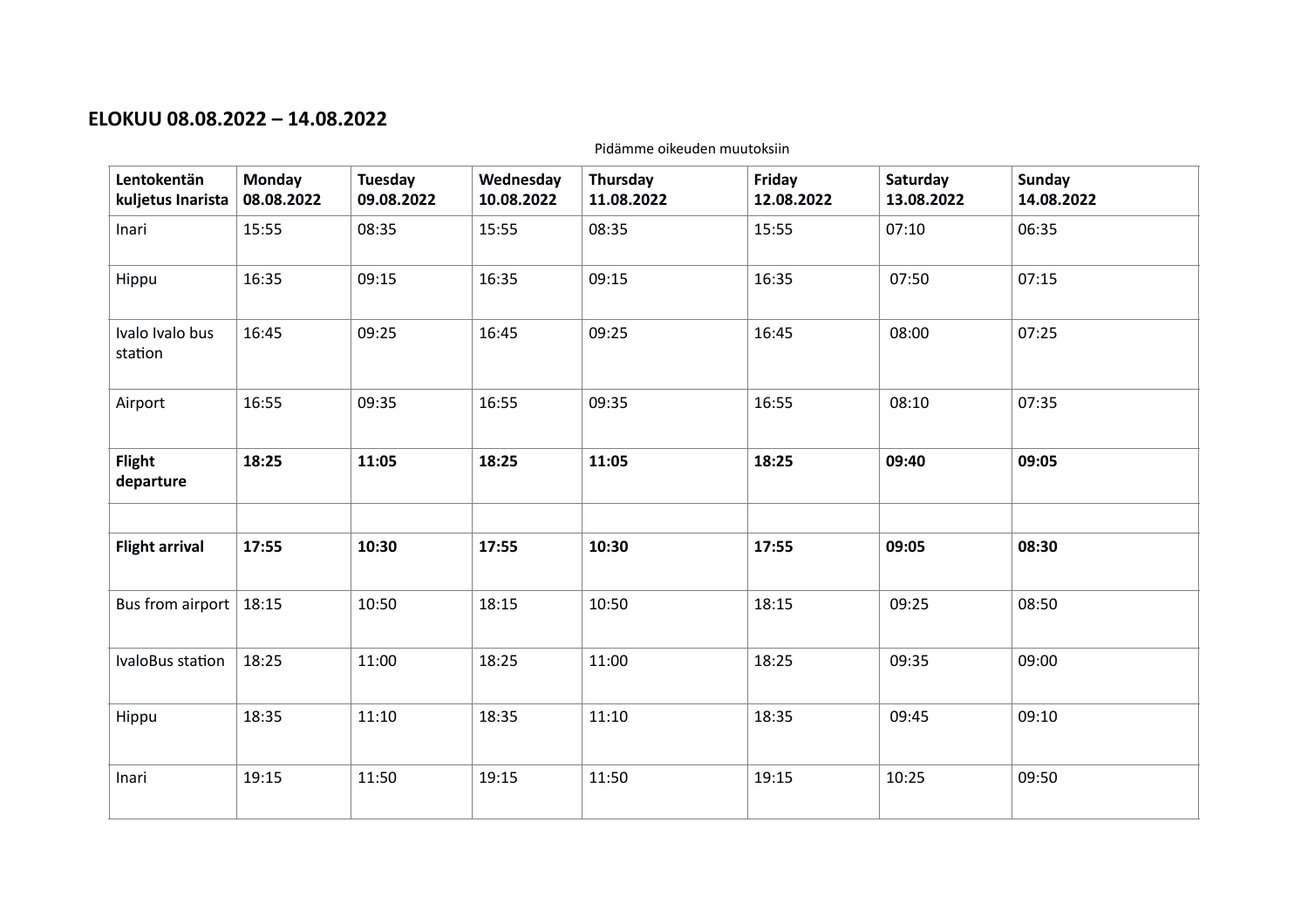## ELOKUU 08.08.2022 – 14.08.2022

Pidämme oikeuden muutoksiin

| **Lentokentän kuljetus Inarista** | **Monday 08.08.2022** | **Tuesday 09.08.2022** | **Wednesday 10.08.2022** | **Thursday 11.08.2022** | **Friday 12.08.2022** | **Saturday 13.08.2022** | **Sunday 14.08.2022** |
|---|---|---|---|---|---|---|---|
| Inari | 15:55 | 08:35 | 15:55 | 08:35 | 15:55 | 07:10 | 06:35 |
| Hippu | 16:35 | 09:15 | 16:35 | 09:15 | 16:35 | 07:50 | 07:15 |
| Ivalo Ivalo bus station | 16:45 | 09:25 | 16:45 | 09:25 | 16:45 | 08:00 | 07:25 |
| Airport | 16:55 | 09:35 | 16:55 | 09:35 | 16:55 | 08:10 | 07:35 |
| **Flight departure** | **18:25** | **11:05** | **18:25** | **11:05** | **18:25** | **09:40** | **09:05** |
| | | | | | | | |
| **Flight arrival** | **17:55** | **10:30** | **17:55** | **10:30** | **17:55** | **09:05** | **08:30** |
| Bus from airport | 18:15 | 10:50 | 18:15 | 10:50 | 18:15 | 09:25 | 08:50 |
| IvaloBus station | 18:25 | 11:00 | 18:25 | 11:00 | 18:25 | 09:35 | 09:00 |
| Hippu | 18:35 | 11:10 | 18:35 | 11:10 | 18:35 | 09:45 | 09:10 |
| Inari | 19:15 | 11:50 | 19:15 | 11:50 | 19:15 | 10:25 | 09:50 |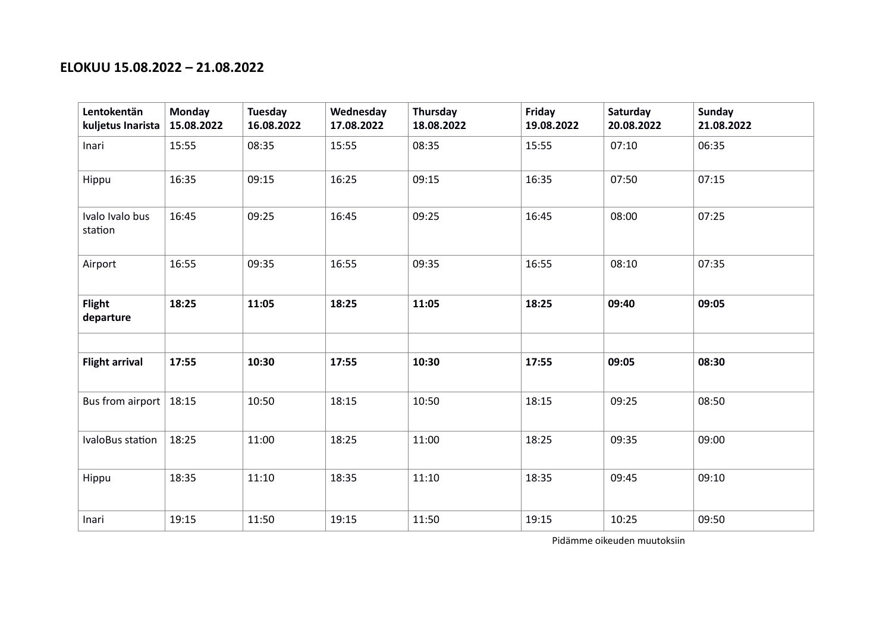**ELOKUU 15.08.2022 – 21.08.2022**

| Lentokentän kuljetus Inarista | Monday 15.08.2022 | Tuesday 16.08.2022 | Wednesday 17.08.2022 | Thursday 18.08.2022 | Friday 19.08.2022 | Saturday 20.08.2022 | Sunday 21.08.2022 |
|---|---|---|---|---|---|---|---|
| Inari | 15:55 | 08:35 | 15:55 | 08:35 | 15:55 | 07:10 | 06:35 |
| Hippu | 16:35 | 09:15 | 16:25 | 09:15 | 16:35 | 07:50 | 07:15 |
| Ivalo Ivalo bus station | 16:45 | 09:25 | 16:45 | 09:25 | 16:45 | 08:00 | 07:25 |
| Airport | 16:55 | 09:35 | 16:55 | 09:35 | 16:55 | 08:10 | 07:35 |
| **Flight departure** | **18:25** | **11:05** | **18:25** | **11:05** | **18:25** | **09:40** | **09:05** |
| | | | | | | | |
| **Flight arrival** | **17:55** | **10:30** | **17:55** | **10:30** | **17:55** | **09:05** | **08:30** |
| Bus from airport | 18:15 | 10:50 | 18:15 | 10:50 | 18:15 | 09:25 | 08:50 |
| IvaloBus station | 18:25 | 11:00 | 18:25 | 11:00 | 18:25 | 09:35 | 09:00 |
| Hippu | 18:35 | 11:10 | 18:35 | 11:10 | 18:35 | 09:45 | 09:10 |
| Inari | 19:15 | 11:50 | 19:15 | 11:50 | 19:15 | 10:25 | 09:50 |

Pidämme oikeuden muutoksiin